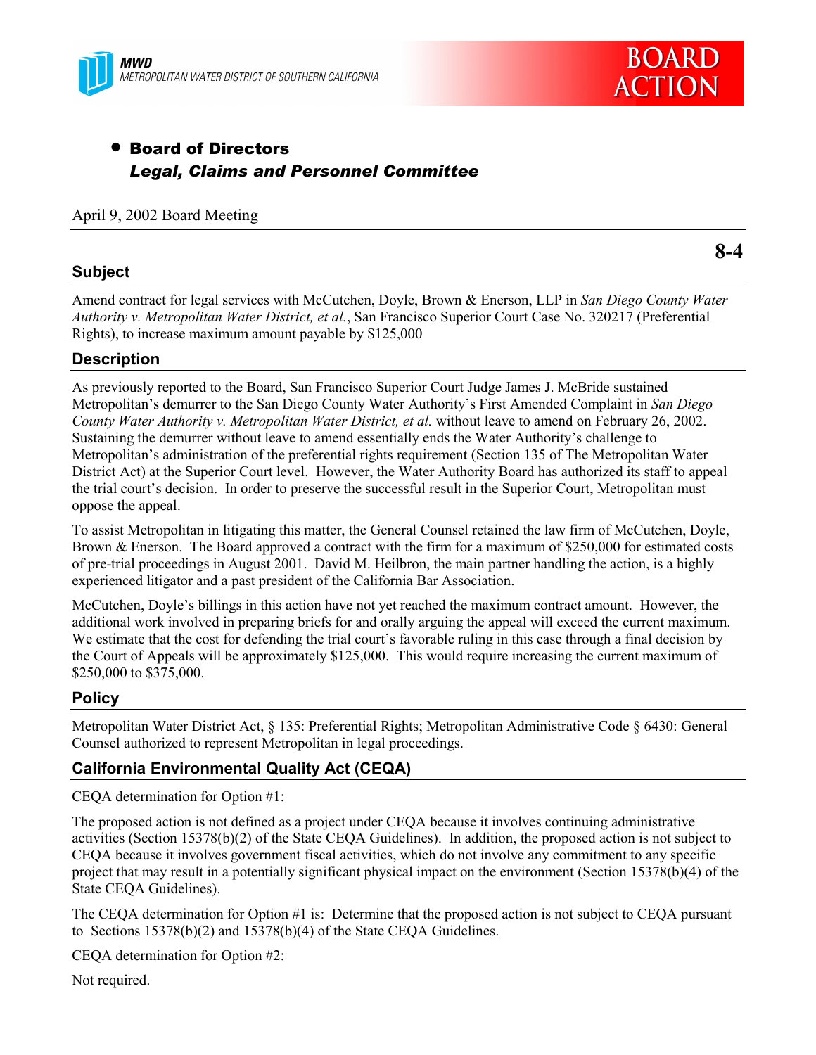MWD
METROPOLITAN WATER DISTRICT OF SOUTHERN CALIFORNIA

**BOARD ACTION**

- **Board of Directors**
  ***Legal, Claims and Personnel Committee***

April 9, 2002 Board Meeting

**8-4**

## Subject

Amend contract for legal services with McCutchen, Doyle, Brown & Enerson, LLP in *San Diego County Water Authority v. Metropolitan Water District, et al.*, San Francisco Superior Court Case No. 320217 (Preferential Rights), to increase maximum amount payable by $125,000

## Description

As previously reported to the Board, San Francisco Superior Court Judge James J. McBride sustained Metropolitan's demurrer to the San Diego County Water Authority's First Amended Complaint in *San Diego County Water Authority v. Metropolitan Water District, et al.* without leave to amend on February 26, 2002. Sustaining the demurrer without leave to amend essentially ends the Water Authority's challenge to Metropolitan's administration of the preferential rights requirement (Section 135 of The Metropolitan Water District Act) at the Superior Court level. However, the Water Authority Board has authorized its staff to appeal the trial court's decision. In order to preserve the successful result in the Superior Court, Metropolitan must oppose the appeal.

To assist Metropolitan in litigating this matter, the General Counsel retained the law firm of McCutchen, Doyle, Brown & Enerson. The Board approved a contract with the firm for a maximum of $250,000 for estimated costs of pre-trial proceedings in August 2001. David M. Heilbron, the main partner handling the action, is a highly experienced litigator and a past president of the California Bar Association.

McCutchen, Doyle's billings in this action have not yet reached the maximum contract amount. However, the additional work involved in preparing briefs for and orally arguing the appeal will exceed the current maximum. We estimate that the cost for defending the trial court's favorable ruling in this case through a final decision by the Court of Appeals will be approximately $125,000. This would require increasing the current maximum of $250,000 to $375,000.

## Policy

Metropolitan Water District Act, § 135: Preferential Rights; Metropolitan Administrative Code § 6430: General Counsel authorized to represent Metropolitan in legal proceedings.

## California Environmental Quality Act (CEQA)

CEQA determination for Option #1:

The proposed action is not defined as a project under CEQA because it involves continuing administrative activities (Section 15378(b)(2) of the State CEQA Guidelines). In addition, the proposed action is not subject to CEQA because it involves government fiscal activities, which do not involve any commitment to any specific project that may result in a potentially significant physical impact on the environment (Section 15378(b)(4) of the State CEQA Guidelines).

The CEQA determination for Option #1 is: Determine that the proposed action is not subject to CEQA pursuant to Sections 15378(b)(2) and 15378(b)(4) of the State CEQA Guidelines.

CEQA determination for Option #2:

Not required.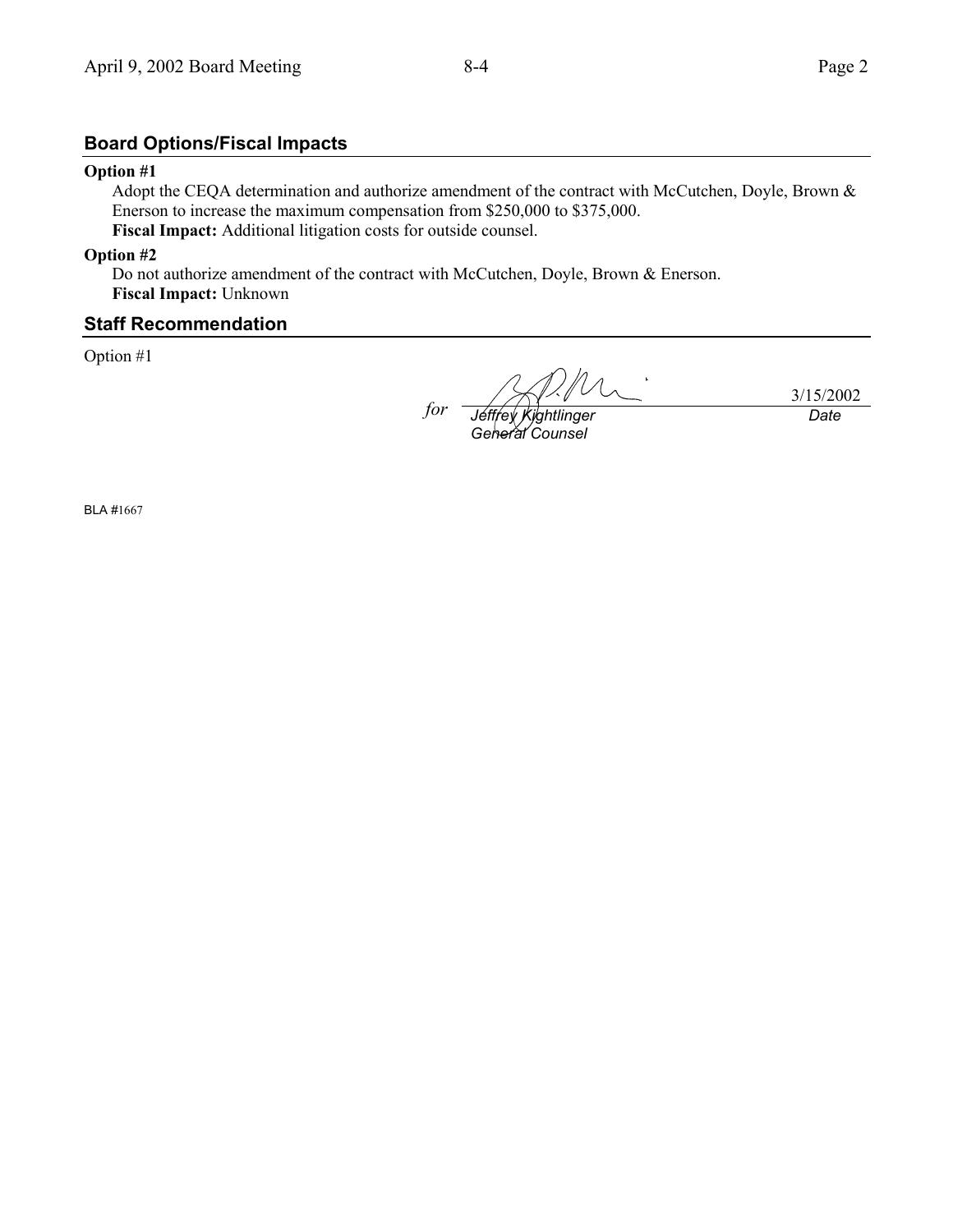## Board Options/Fiscal Impacts

**Option #1**

Adopt the CEQA determination and authorize amendment of the contract with McCutchen, Doyle, Brown & Enerson to increase the maximum compensation from $250,000 to $375,000.

**Fiscal Impact:** Additional litigation costs for outside counsel.

**Option #2**

Do not authorize amendment of the contract with McCutchen, Doyle, Brown & Enerson.

**Fiscal Impact:** Unknown

## Staff Recommendation

Option #1

*for* *Jeffrey Kightlinger*
*General Counsel*

3/15/2002
*Date*

BLA #1667